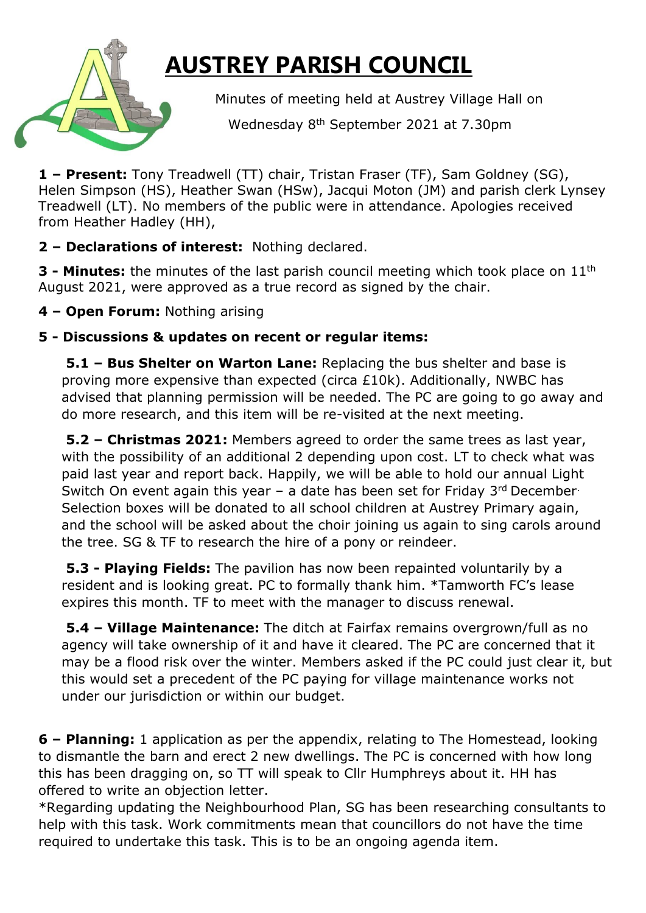# AUSTREY PARISH COUNCIL

Minutes of meeting held at Austrey Village Hall on

Wednesday 8th September 2021 at 7.30pm

**1 – Present:** Tony Treadwell (TT) chair, Tristan Fraser (TF), Sam Goldney (SG), Helen Simpson (HS), Heather Swan (HSw), Jacqui Moton (JM) and parish clerk Lynsey Treadwell (LT). No members of the public were in attendance. Apologies received from Heather Hadley (HH),

**2 – Declarations of interest:** Nothing declared.

**3 - Minutes:** the minutes of the last parish council meeting which took place on 11th August 2021, were approved as a true record as signed by the chair.

**4 – Open Forum:** Nothing arising

**5 - Discussions & updates on recent or regular items:**

**5.1 – Bus Shelter on Warton Lane:** Replacing the bus shelter and base is proving more expensive than expected (circa £10k). Additionally, NWBC has advised that planning permission will be needed. The PC are going to go away and do more research, and this item will be re-visited at the next meeting.

**5.2 – Christmas 2021:** Members agreed to order the same trees as last year, with the possibility of an additional 2 depending upon cost. LT to check what was paid last year and report back. Happily, we will be able to hold our annual Light Switch On event again this year – a date has been set for Friday 3rd December. Selection boxes will be donated to all school children at Austrey Primary again, and the school will be asked about the choir joining us again to sing carols around the tree. SG & TF to research the hire of a pony or reindeer.

**5.3 - Playing Fields:** The pavilion has now been repainted voluntarily by a resident and is looking great. PC to formally thank him. *Tamworth FC's lease expires this month. TF to meet with the manager to discuss renewal.

**5.4 – Village Maintenance:** The ditch at Fairfax remains overgrown/full as no agency will take ownership of it and have it cleared. The PC are concerned that it may be a flood risk over the winter. Members asked if the PC could just clear it, but this would set a precedent of the PC paying for village maintenance works not under our jurisdiction or within our budget.

**6 – Planning:** 1 application as per the appendix, relating to The Homestead, looking to dismantle the barn and erect 2 new dwellings. The PC is concerned with how long this has been dragging on, so TT will speak to Cllr Humphreys about it. HH has offered to write an objection letter.

*Regarding updating the Neighbourhood Plan, SG has been researching consultants to help with this task. Work commitments mean that councillors do not have the time required to undertake this task. This is to be an ongoing agenda item.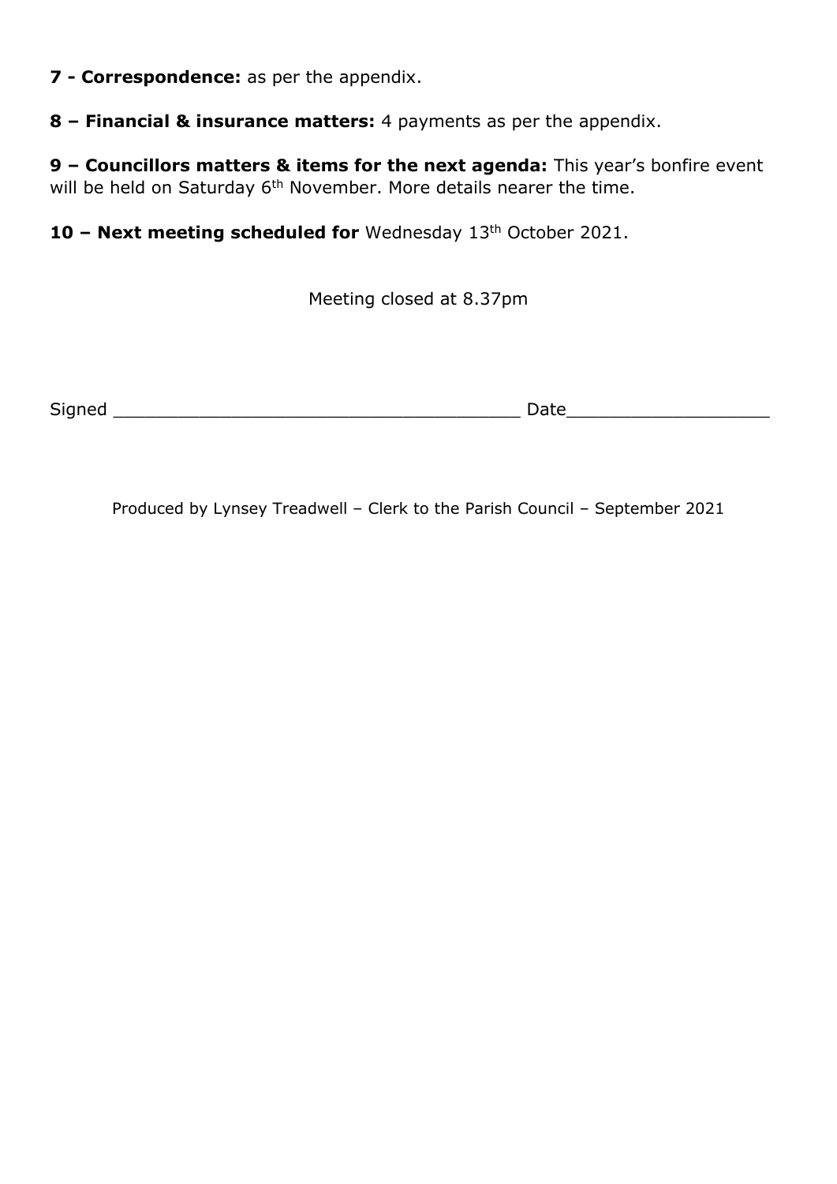**7 - Correspondence:** as per the appendix.

**8 – Financial & insurance matters:** 4 payments as per the appendix.

**9 – Councillors matters & items for the next agenda:** This year's bonfire event will be held on Saturday 6th November. More details nearer the time.

**10 – Next meeting scheduled for** Wednesday 13th October 2021.

Meeting closed at 8.37pm

Signed _____________________________________ Date__________________

Produced by Lynsey Treadwell – Clerk to the Parish Council – September 2021